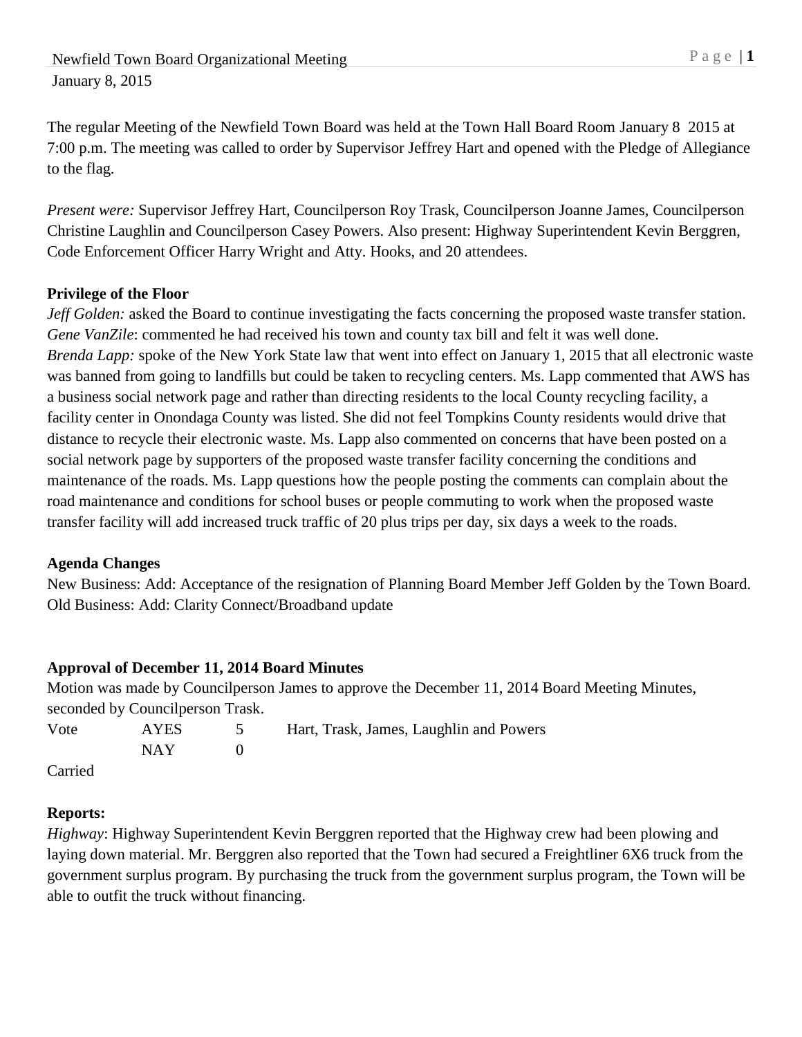Newfield Town Board Organizational Meeting
January 8, 2015

The regular Meeting of the Newfield Town Board was held at the Town Hall Board Room January 8 2015 at 7:00 p.m. The meeting was called to order by Supervisor Jeffrey Hart and opened with the Pledge of Allegiance to the flag.

*Present were:* Supervisor Jeffrey Hart, Councilperson Roy Trask, Councilperson Joanne James, Councilperson Christine Laughlin and Councilperson Casey Powers. Also present: Highway Superintendent Kevin Berggren, Code Enforcement Officer Harry Wright and Atty. Hooks, and 20 attendees.

**Privilege of the Floor**

*Jeff Golden:* asked the Board to continue investigating the facts concerning the proposed waste transfer station.
*Gene VanZile*: commented he had received his town and county tax bill and felt it was well done.
*Brenda Lapp:* spoke of the New York State law that went into effect on January 1, 2015 that all electronic waste was banned from going to landfills but could be taken to recycling centers. Ms. Lapp commented that AWS has a business social network page and rather than directing residents to the local County recycling facility, a facility center in Onondaga County was listed. She did not feel Tompkins County residents would drive that distance to recycle their electronic waste. Ms. Lapp also commented on concerns that have been posted on a social network page by supporters of the proposed waste transfer facility concerning the conditions and maintenance of the roads. Ms. Lapp questions how the people posting the comments can complain about the road maintenance and conditions for school buses or people commuting to work when the proposed waste transfer facility will add increased truck traffic of 20 plus trips per day, six days a week to the roads.

**Agenda Changes**

New Business: Add: Acceptance of the resignation of Planning Board Member Jeff Golden by the Town Board.
Old Business: Add: Clarity Connect/Broadband update

**Approval of December 11, 2014 Board Minutes**

Motion was made by Councilperson James to approve the December 11, 2014 Board Meeting Minutes, seconded by Councilperson Trask.

| Vote | AYES | 5 | Hart, Trask, James, Laughlin and Powers |
|---|---|---|---|
| | NAY | 0 | |

Carried

**Reports:**

*Highway*: Highway Superintendent Kevin Berggren reported that the Highway crew had been plowing and laying down material. Mr. Berggren also reported that the Town had secured a Freightliner 6X6 truck from the government surplus program. By purchasing the truck from the government surplus program, the Town will be able to outfit the truck without financing.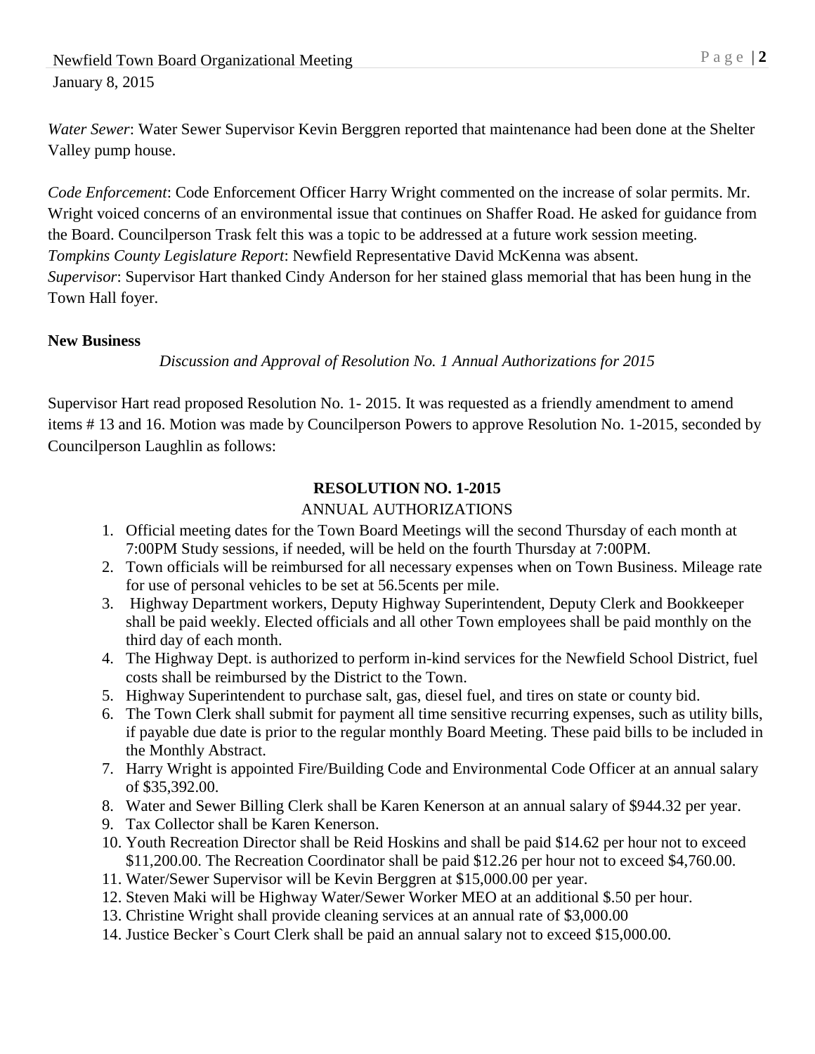*Water Sewer*: Water Sewer Supervisor Kevin Berggren reported that maintenance had been done at the Shelter Valley pump house.

*Code Enforcement*: Code Enforcement Officer Harry Wright commented on the increase of solar permits. Mr. Wright voiced concerns of an environmental issue that continues on Shaffer Road. He asked for guidance from the Board. Councilperson Trask felt this was a topic to be addressed at a future work session meeting.
*Tompkins County Legislature Report*: Newfield Representative David McKenna was absent.
*Supervisor*: Supervisor Hart thanked Cindy Anderson for her stained glass memorial that has been hung in the Town Hall foyer.

**New Business**

*Discussion and Approval of Resolution No. 1 Annual Authorizations for 2015*

Supervisor Hart read proposed Resolution No. 1- 2015. It was requested as a friendly amendment to amend items # 13 and 16. Motion was made by Councilperson Powers to approve Resolution No. 1-2015, seconded by Councilperson Laughlin as follows:

**RESOLUTION NO. 1-2015**

ANNUAL AUTHORIZATIONS

1. Official meeting dates for the Town Board Meetings will the second Thursday of each month at 7:00PM Study sessions, if needed, will be held on the fourth Thursday at 7:00PM.
2. Town officials will be reimbursed for all necessary expenses when on Town Business. Mileage rate for use of personal vehicles to be set at 56.5cents per mile.
3. Highway Department workers, Deputy Highway Superintendent, Deputy Clerk and Bookkeeper shall be paid weekly. Elected officials and all other Town employees shall be paid monthly on the third day of each month.
4. The Highway Dept. is authorized to perform in-kind services for the Newfield School District, fuel costs shall be reimbursed by the District to the Town.
5. Highway Superintendent to purchase salt, gas, diesel fuel, and tires on state or county bid.
6. The Town Clerk shall submit for payment all time sensitive recurring expenses, such as utility bills, if payable due date is prior to the regular monthly Board Meeting. These paid bills to be included in the Monthly Abstract.
7. Harry Wright is appointed Fire/Building Code and Environmental Code Officer at an annual salary of $35,392.00.
8. Water and Sewer Billing Clerk shall be Karen Kenerson at an annual salary of $944.32 per year.
9. Tax Collector shall be Karen Kenerson.
10. Youth Recreation Director shall be Reid Hoskins and shall be paid $14.62 per hour not to exceed $11,200.00. The Recreation Coordinator shall be paid $12.26 per hour not to exceed $4,760.00.
11. Water/Sewer Supervisor will be Kevin Berggren at $15,000.00 per year.
12. Steven Maki will be Highway Water/Sewer Worker MEO at an additional $.50 per hour.
13. Christine Wright shall provide cleaning services at an annual rate of $3,000.00
14. Justice Becker`s Court Clerk shall be paid an annual salary not to exceed $15,000.00.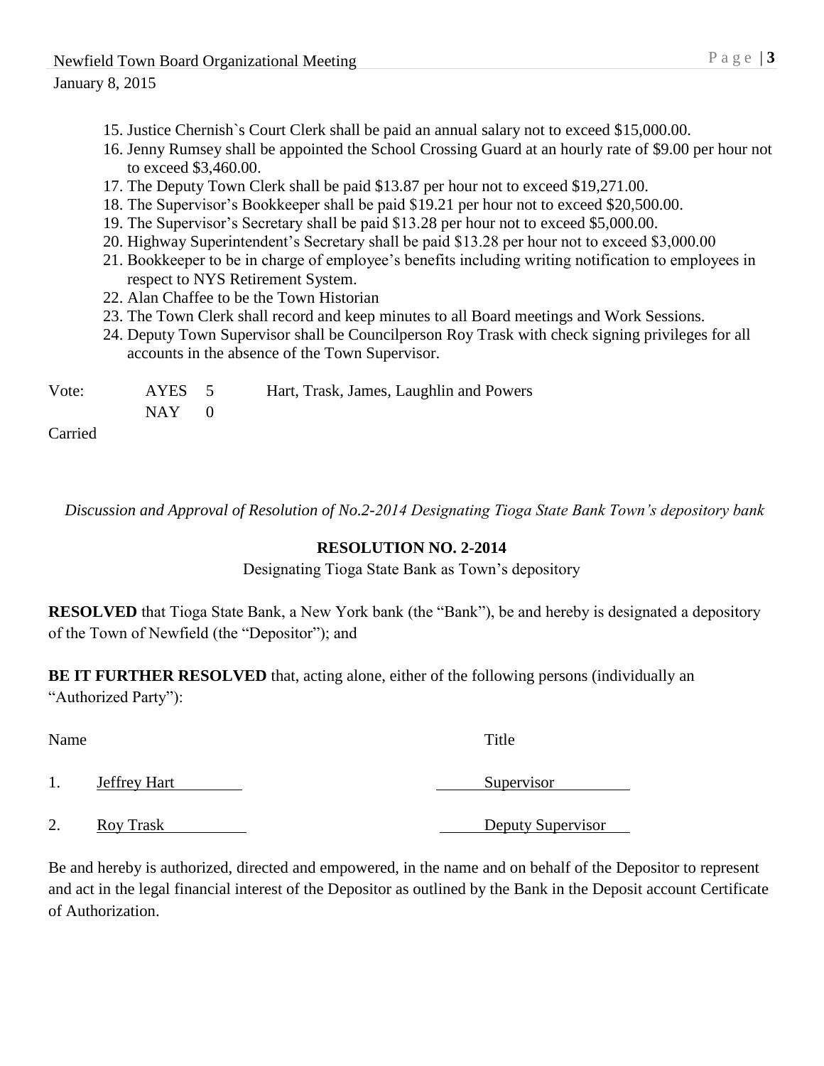15. Justice Chernish`s Court Clerk shall be paid an annual salary not to exceed $15,000.00.
16. Jenny Rumsey shall be appointed the School Crossing Guard at an hourly rate of $9.00 per hour not to exceed $3,460.00.
17. The Deputy Town Clerk shall be paid $13.87 per hour not to exceed $19,271.00.
18. The Supervisor's Bookkeeper shall be paid $19.21 per hour not to exceed $20,500.00.
19. The Supervisor's Secretary shall be paid $13.28 per hour not to exceed $5,000.00.
20. Highway Superintendent's Secretary shall be paid $13.28 per hour not to exceed $3,000.00
21. Bookkeeper to be in charge of employee's benefits including writing notification to employees in respect to NYS Retirement System.
22. Alan Chaffee to be the Town Historian
23. The Town Clerk shall record and keep minutes to all Board meetings and Work Sessions.
24. Deputy Town Supervisor shall be Councilperson Roy Trask with check signing privileges for all accounts in the absence of the Town Supervisor.

| Vote: | AYES | 5 | Hart, Trask, James, Laughlin and Powers |
|---|---|---|---|
| | NAY | 0 | |

Carried

*Discussion and Approval of Resolution of No.2-2014 Designating Tioga State Bank Town's depository bank*

**RESOLUTION NO. 2-2014**

Designating Tioga State Bank as Town's depository

**RESOLVED** that Tioga State Bank, a New York bank (the "Bank"), be and hereby is designated a depository of the Town of Newfield (the "Depositor"); and

**BE IT FURTHER RESOLVED** that, acting alone, either of the following persons (individually an "Authorized Party"):

| | Name | Title |
|---|---|---|
| 1. | Jeffrey Hart | Supervisor |
| 2. | Roy Trask | Deputy Supervisor |

Be and hereby is authorized, directed and empowered, in the name and on behalf of the Depositor to represent and act in the legal financial interest of the Depositor as outlined by the Bank in the Deposit account Certificate of Authorization.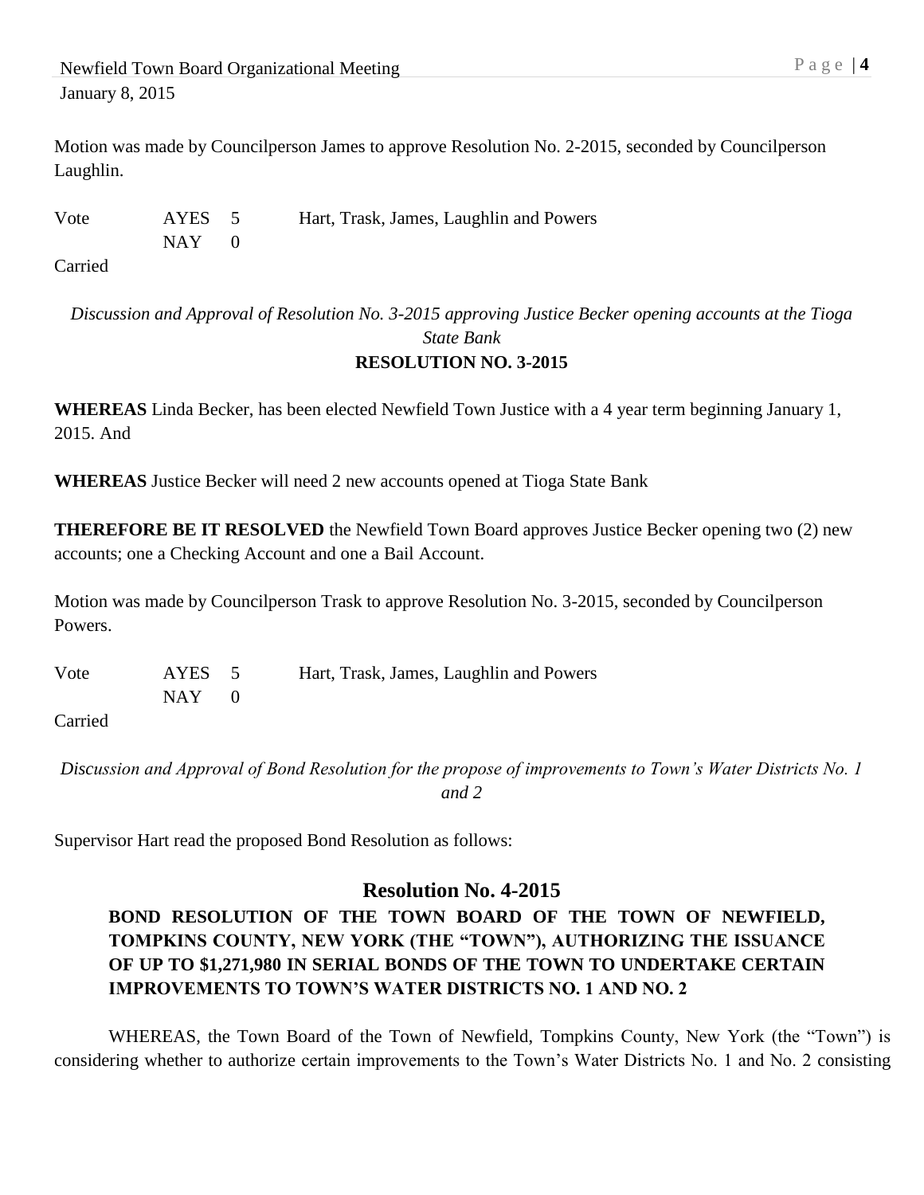Motion was made by Councilperson James to approve Resolution No. 2-2015, seconded by Councilperson Laughlin.

| Vote | AYES | 5 | Hart, Trask, James, Laughlin and Powers |
|---|---|---|---|
| | NAY | 0 | |

Carried

*Discussion and Approval of Resolution No. 3-2015 approving Justice Becker opening accounts at the Tioga State Bank*

**RESOLUTION NO. 3-2015**

**WHEREAS** Linda Becker, has been elected Newfield Town Justice with a 4 year term beginning January 1, 2015. And

**WHEREAS** Justice Becker will need 2 new accounts opened at Tioga State Bank

**THEREFORE BE IT RESOLVED** the Newfield Town Board approves Justice Becker opening two (2) new accounts; one a Checking Account and one a Bail Account.

Motion was made by Councilperson Trask to approve Resolution No. 3-2015, seconded by Councilperson Powers.

| Vote | AYES | 5 | Hart, Trask, James, Laughlin and Powers |
|---|---|---|---|
| | NAY | 0 | |

Carried

*Discussion and Approval of Bond Resolution for the propose of improvements to Town's Water Districts No. 1 and 2*

Supervisor Hart read the proposed Bond Resolution as follows:

## Resolution No. 4-2015

**BOND RESOLUTION OF THE TOWN BOARD OF THE TOWN OF NEWFIELD, TOMPKINS COUNTY, NEW YORK (THE "TOWN"), AUTHORIZING THE ISSUANCE OF UP TO $1,271,980 IN SERIAL BONDS OF THE TOWN TO UNDERTAKE CERTAIN IMPROVEMENTS TO TOWN'S WATER DISTRICTS NO. 1 AND NO. 2**

WHEREAS, the Town Board of the Town of Newfield, Tompkins County, New York (the "Town") is considering whether to authorize certain improvements to the Town's Water Districts No. 1 and No. 2 consisting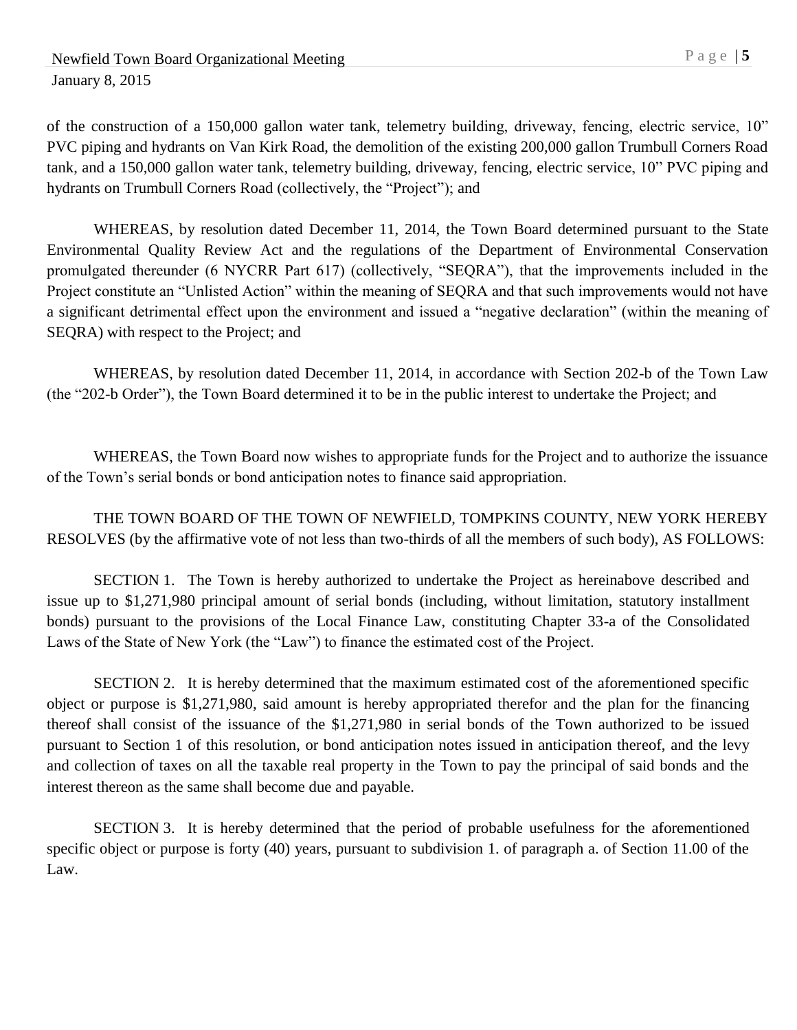of the construction of a 150,000 gallon water tank, telemetry building, driveway, fencing, electric service, 10" PVC piping and hydrants on Van Kirk Road, the demolition of the existing 200,000 gallon Trumbull Corners Road tank, and a 150,000 gallon water tank, telemetry building, driveway, fencing, electric service, 10" PVC piping and hydrants on Trumbull Corners Road (collectively, the "Project"); and

WHEREAS, by resolution dated December 11, 2014, the Town Board determined pursuant to the State Environmental Quality Review Act and the regulations of the Department of Environmental Conservation promulgated thereunder (6 NYCRR Part 617) (collectively, "SEQRA"), that the improvements included in the Project constitute an "Unlisted Action" within the meaning of SEQRA and that such improvements would not have a significant detrimental effect upon the environment and issued a "negative declaration" (within the meaning of SEQRA) with respect to the Project; and

WHEREAS, by resolution dated December 11, 2014, in accordance with Section 202-b of the Town Law (the "202-b Order"), the Town Board determined it to be in the public interest to undertake the Project; and

WHEREAS, the Town Board now wishes to appropriate funds for the Project and to authorize the issuance of the Town's serial bonds or bond anticipation notes to finance said appropriation.

THE TOWN BOARD OF THE TOWN OF NEWFIELD, TOMPKINS COUNTY, NEW YORK HEREBY RESOLVES (by the affirmative vote of not less than two-thirds of all the members of such body), AS FOLLOWS:

SECTION 1. The Town is hereby authorized to undertake the Project as hereinabove described and issue up to $1,271,980 principal amount of serial bonds (including, without limitation, statutory installment bonds) pursuant to the provisions of the Local Finance Law, constituting Chapter 33-a of the Consolidated Laws of the State of New York (the "Law") to finance the estimated cost of the Project.

SECTION 2. It is hereby determined that the maximum estimated cost of the aforementioned specific object or purpose is $1,271,980, said amount is hereby appropriated therefor and the plan for the financing thereof shall consist of the issuance of the $1,271,980 in serial bonds of the Town authorized to be issued pursuant to Section 1 of this resolution, or bond anticipation notes issued in anticipation thereof, and the levy and collection of taxes on all the taxable real property in the Town to pay the principal of said bonds and the interest thereon as the same shall become due and payable.

SECTION 3. It is hereby determined that the period of probable usefulness for the aforementioned specific object or purpose is forty (40) years, pursuant to subdivision 1. of paragraph a. of Section 11.00 of the Law.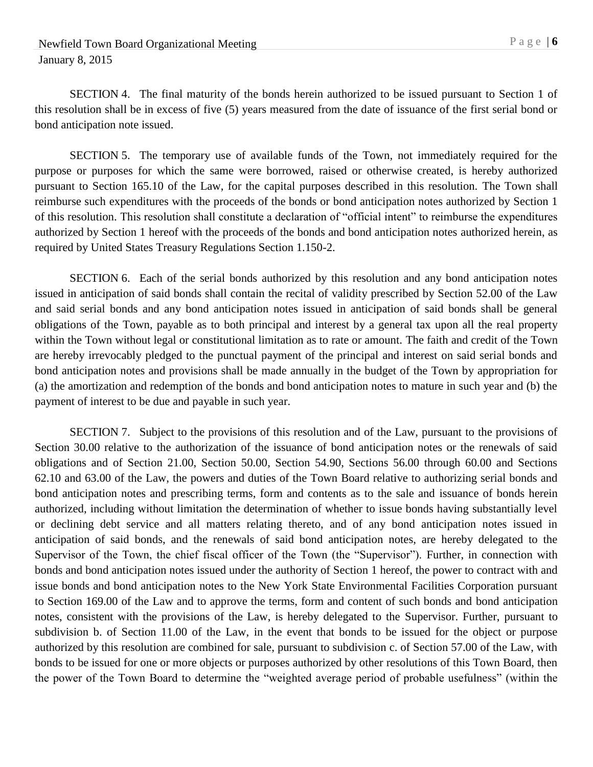SECTION 4. The final maturity of the bonds herein authorized to be issued pursuant to Section 1 of this resolution shall be in excess of five (5) years measured from the date of issuance of the first serial bond or bond anticipation note issued.

SECTION 5. The temporary use of available funds of the Town, not immediately required for the purpose or purposes for which the same were borrowed, raised or otherwise created, is hereby authorized pursuant to Section 165.10 of the Law, for the capital purposes described in this resolution. The Town shall reimburse such expenditures with the proceeds of the bonds or bond anticipation notes authorized by Section 1 of this resolution. This resolution shall constitute a declaration of "official intent" to reimburse the expenditures authorized by Section 1 hereof with the proceeds of the bonds and bond anticipation notes authorized herein, as required by United States Treasury Regulations Section 1.150-2.

SECTION 6. Each of the serial bonds authorized by this resolution and any bond anticipation notes issued in anticipation of said bonds shall contain the recital of validity prescribed by Section 52.00 of the Law and said serial bonds and any bond anticipation notes issued in anticipation of said bonds shall be general obligations of the Town, payable as to both principal and interest by a general tax upon all the real property within the Town without legal or constitutional limitation as to rate or amount. The faith and credit of the Town are hereby irrevocably pledged to the punctual payment of the principal and interest on said serial bonds and bond anticipation notes and provisions shall be made annually in the budget of the Town by appropriation for (a) the amortization and redemption of the bonds and bond anticipation notes to mature in such year and (b) the payment of interest to be due and payable in such year.

SECTION 7. Subject to the provisions of this resolution and of the Law, pursuant to the provisions of Section 30.00 relative to the authorization of the issuance of bond anticipation notes or the renewals of said obligations and of Section 21.00, Section 50.00, Section 54.90, Sections 56.00 through 60.00 and Sections 62.10 and 63.00 of the Law, the powers and duties of the Town Board relative to authorizing serial bonds and bond anticipation notes and prescribing terms, form and contents as to the sale and issuance of bonds herein authorized, including without limitation the determination of whether to issue bonds having substantially level or declining debt service and all matters relating thereto, and of any bond anticipation notes issued in anticipation of said bonds, and the renewals of said bond anticipation notes, are hereby delegated to the Supervisor of the Town, the chief fiscal officer of the Town (the "Supervisor"). Further, in connection with bonds and bond anticipation notes issued under the authority of Section 1 hereof, the power to contract with and issue bonds and bond anticipation notes to the New York State Environmental Facilities Corporation pursuant to Section 169.00 of the Law and to approve the terms, form and content of such bonds and bond anticipation notes, consistent with the provisions of the Law, is hereby delegated to the Supervisor. Further, pursuant to subdivision b. of Section 11.00 of the Law, in the event that bonds to be issued for the object or purpose authorized by this resolution are combined for sale, pursuant to subdivision c. of Section 57.00 of the Law, with bonds to be issued for one or more objects or purposes authorized by other resolutions of this Town Board, then the power of the Town Board to determine the "weighted average period of probable usefulness" (within the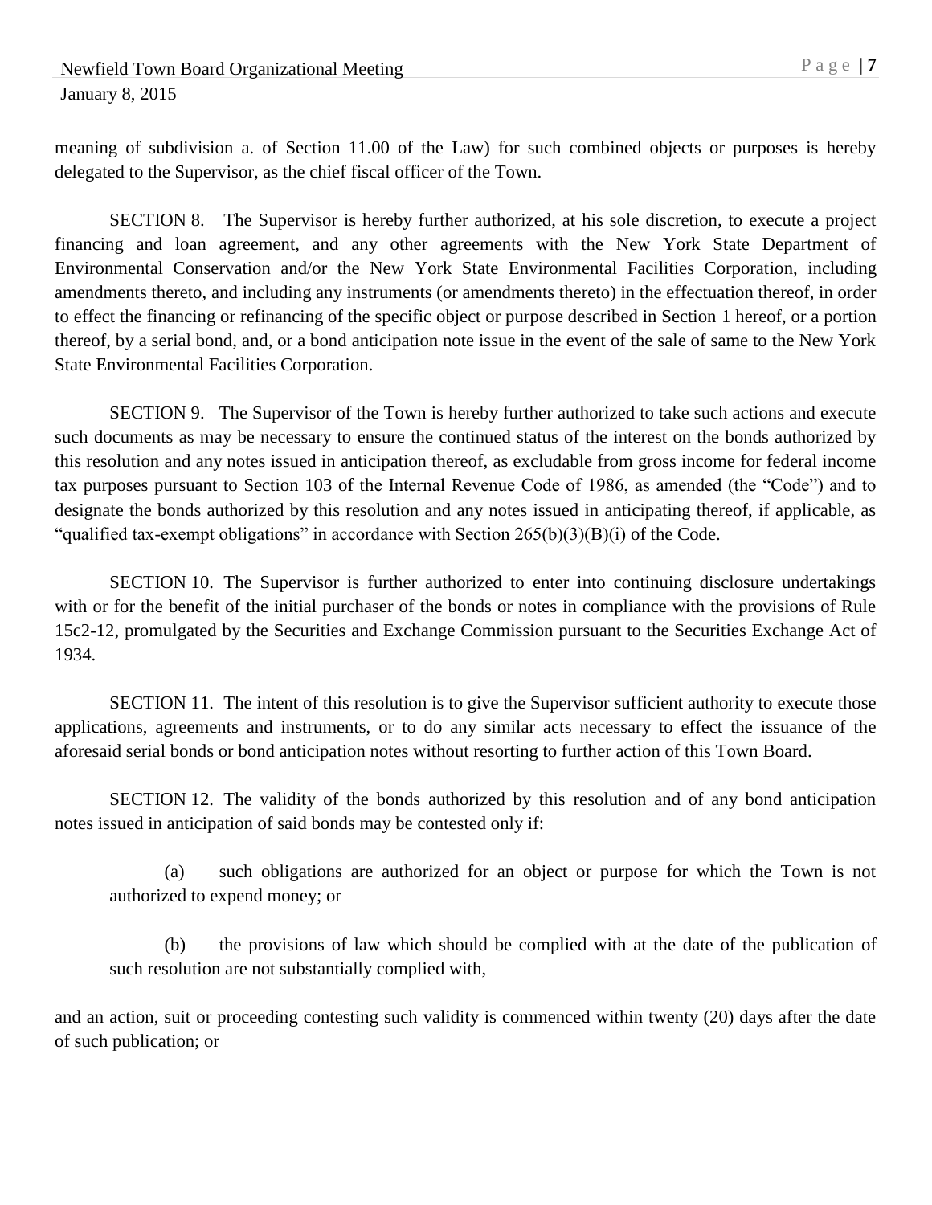meaning of subdivision a. of Section 11.00 of the Law) for such combined objects or purposes is hereby delegated to the Supervisor, as the chief fiscal officer of the Town.

SECTION 8. The Supervisor is hereby further authorized, at his sole discretion, to execute a project financing and loan agreement, and any other agreements with the New York State Department of Environmental Conservation and/or the New York State Environmental Facilities Corporation, including amendments thereto, and including any instruments (or amendments thereto) in the effectuation thereof, in order to effect the financing or refinancing of the specific object or purpose described in Section 1 hereof, or a portion thereof, by a serial bond, and, or a bond anticipation note issue in the event of the sale of same to the New York State Environmental Facilities Corporation.

SECTION 9. The Supervisor of the Town is hereby further authorized to take such actions and execute such documents as may be necessary to ensure the continued status of the interest on the bonds authorized by this resolution and any notes issued in anticipation thereof, as excludable from gross income for federal income tax purposes pursuant to Section 103 of the Internal Revenue Code of 1986, as amended (the "Code") and to designate the bonds authorized by this resolution and any notes issued in anticipating thereof, if applicable, as "qualified tax-exempt obligations" in accordance with Section 265(b)(3)(B)(i) of the Code.

SECTION 10. The Supervisor is further authorized to enter into continuing disclosure undertakings with or for the benefit of the initial purchaser of the bonds or notes in compliance with the provisions of Rule 15c2-12, promulgated by the Securities and Exchange Commission pursuant to the Securities Exchange Act of 1934.

SECTION 11. The intent of this resolution is to give the Supervisor sufficient authority to execute those applications, agreements and instruments, or to do any similar acts necessary to effect the issuance of the aforesaid serial bonds or bond anticipation notes without resorting to further action of this Town Board.

SECTION 12. The validity of the bonds authorized by this resolution and of any bond anticipation notes issued in anticipation of said bonds may be contested only if:

(a) such obligations are authorized for an object or purpose for which the Town is not authorized to expend money; or

(b) the provisions of law which should be complied with at the date of the publication of such resolution are not substantially complied with,

and an action, suit or proceeding contesting such validity is commenced within twenty (20) days after the date of such publication; or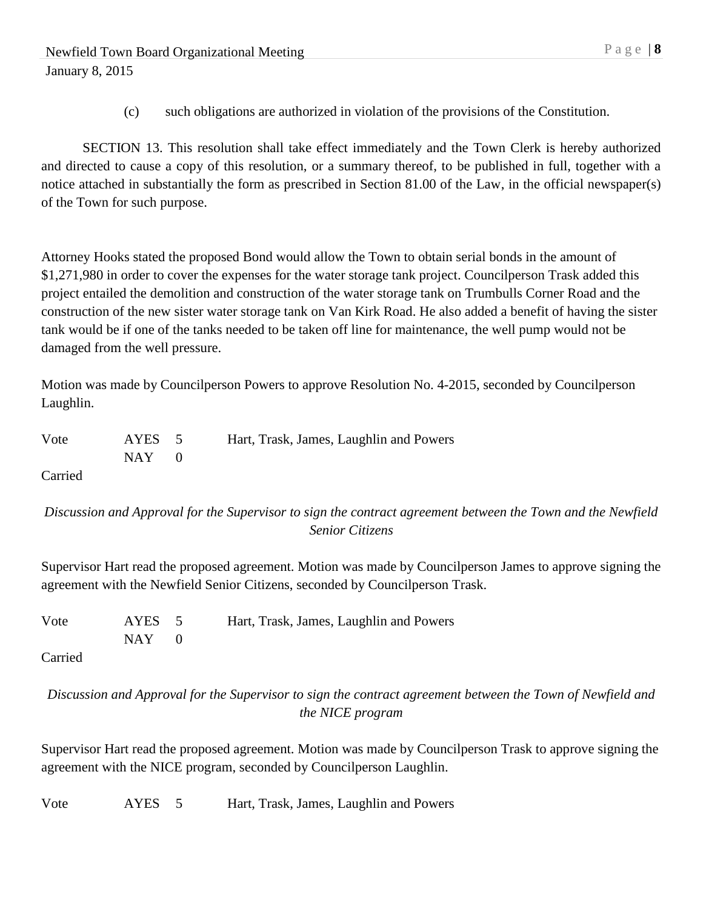(c) such obligations are authorized in violation of the provisions of the Constitution.

SECTION 13. This resolution shall take effect immediately and the Town Clerk is hereby authorized and directed to cause a copy of this resolution, or a summary thereof, to be published in full, together with a notice attached in substantially the form as prescribed in Section 81.00 of the Law, in the official newspaper(s) of the Town for such purpose.

Attorney Hooks stated the proposed Bond would allow the Town to obtain serial bonds in the amount of $1,271,980 in order to cover the expenses for the water storage tank project. Councilperson Trask added this project entailed the demolition and construction of the water storage tank on Trumbulls Corner Road and the construction of the new sister water storage tank on Van Kirk Road. He also added a benefit of having the sister tank would be if one of the tanks needed to be taken off line for maintenance, the well pump would not be damaged from the well pressure.

Motion was made by Councilperson Powers to approve Resolution No. 4-2015, seconded by Councilperson Laughlin.

| Vote | AYES 5 | Hart, Trask, James, Laughlin and Powers |
|---|---|---|
| | NAY 0 | |

Carried

*Discussion and Approval for the Supervisor to sign the contract agreement between the Town and the Newfield Senior Citizens*

Supervisor Hart read the proposed agreement. Motion was made by Councilperson James to approve signing the agreement with the Newfield Senior Citizens, seconded by Councilperson Trask.

| Vote | AYES 5 | Hart, Trask, James, Laughlin and Powers |
|---|---|---|
| | NAY 0 | |

Carried

*Discussion and Approval for the Supervisor to sign the contract agreement between the Town of Newfield and the NICE program*

Supervisor Hart read the proposed agreement. Motion was made by Councilperson Trask to approve signing the agreement with the NICE program, seconded by Councilperson Laughlin.

| Vote | AYES 5 | Hart, Trask, James, Laughlin and Powers |
|---|---|---|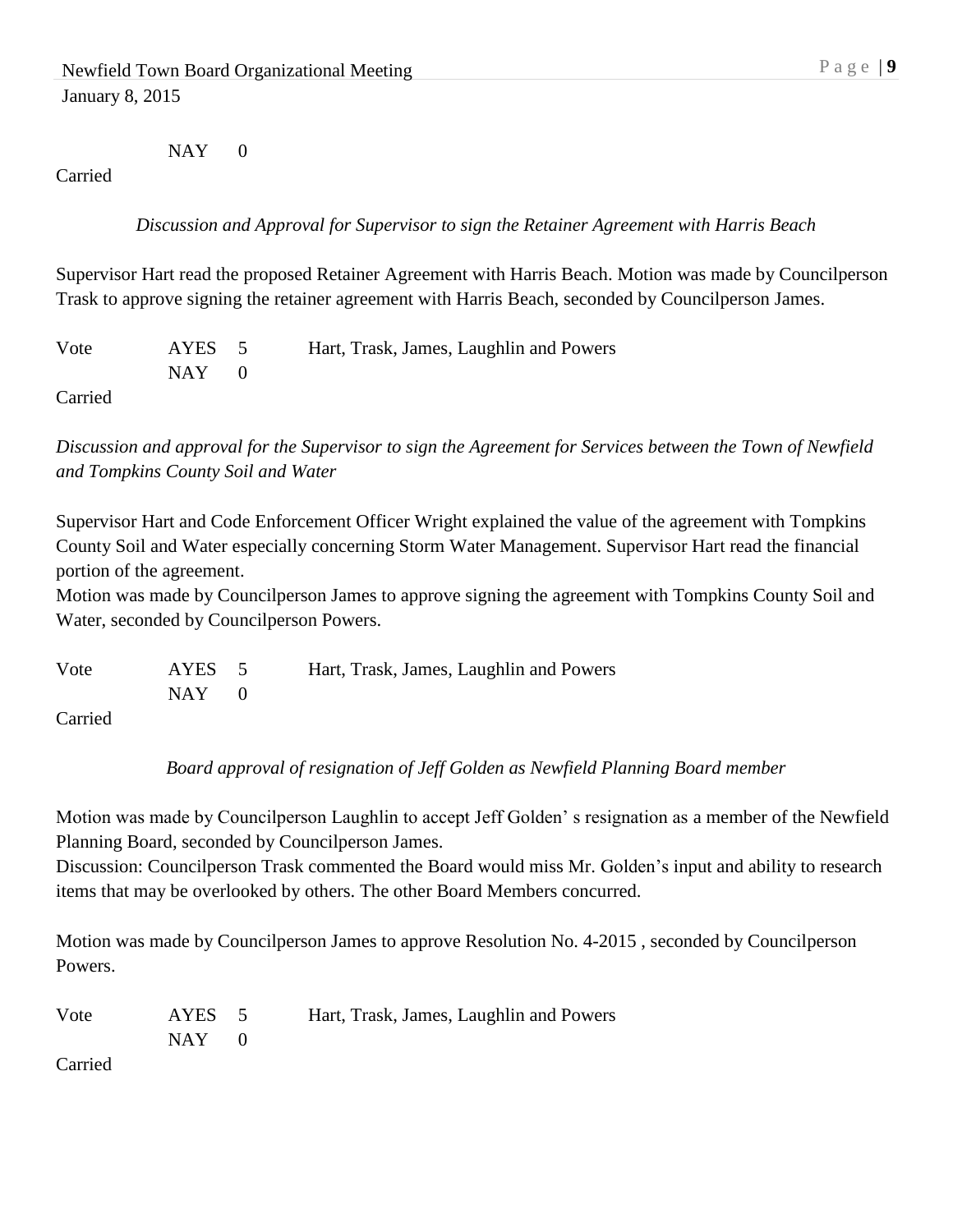NAY 0

Carried

*Discussion and Approval for Supervisor to sign the Retainer Agreement with Harris Beach*

Supervisor Hart read the proposed Retainer Agreement with Harris Beach. Motion was made by Councilperson Trask to approve signing the retainer agreement with Harris Beach, seconded by Councilperson James.

| Vote | AYES | 5 | Hart, Trask, James, Laughlin and Powers |
|---|---|---|---|
| | NAY | 0 | |

Carried

*Discussion and approval for the Supervisor to sign the Agreement for Services between the Town of Newfield and Tompkins County Soil and Water*

Supervisor Hart and Code Enforcement Officer Wright explained the value of the agreement with Tompkins County Soil and Water especially concerning Storm Water Management. Supervisor Hart read the financial portion of the agreement.

Motion was made by Councilperson James to approve signing the agreement with Tompkins County Soil and Water, seconded by Councilperson Powers.

| Vote | AYES | 5 | Hart, Trask, James, Laughlin and Powers |
|---|---|---|---|
| | NAY | 0 | |

Carried

*Board approval of resignation of Jeff Golden as Newfield Planning Board member*

Motion was made by Councilperson Laughlin to accept Jeff Golden' s resignation as a member of the Newfield Planning Board, seconded by Councilperson James.

Discussion: Councilperson Trask commented the Board would miss Mr. Golden's input and ability to research items that may be overlooked by others. The other Board Members concurred.

Motion was made by Councilperson James to approve Resolution No. 4-2015 , seconded by Councilperson Powers.

| Vote | AYES | 5 | Hart, Trask, James, Laughlin and Powers |
|---|---|---|---|
| | NAY | 0 | |

Carried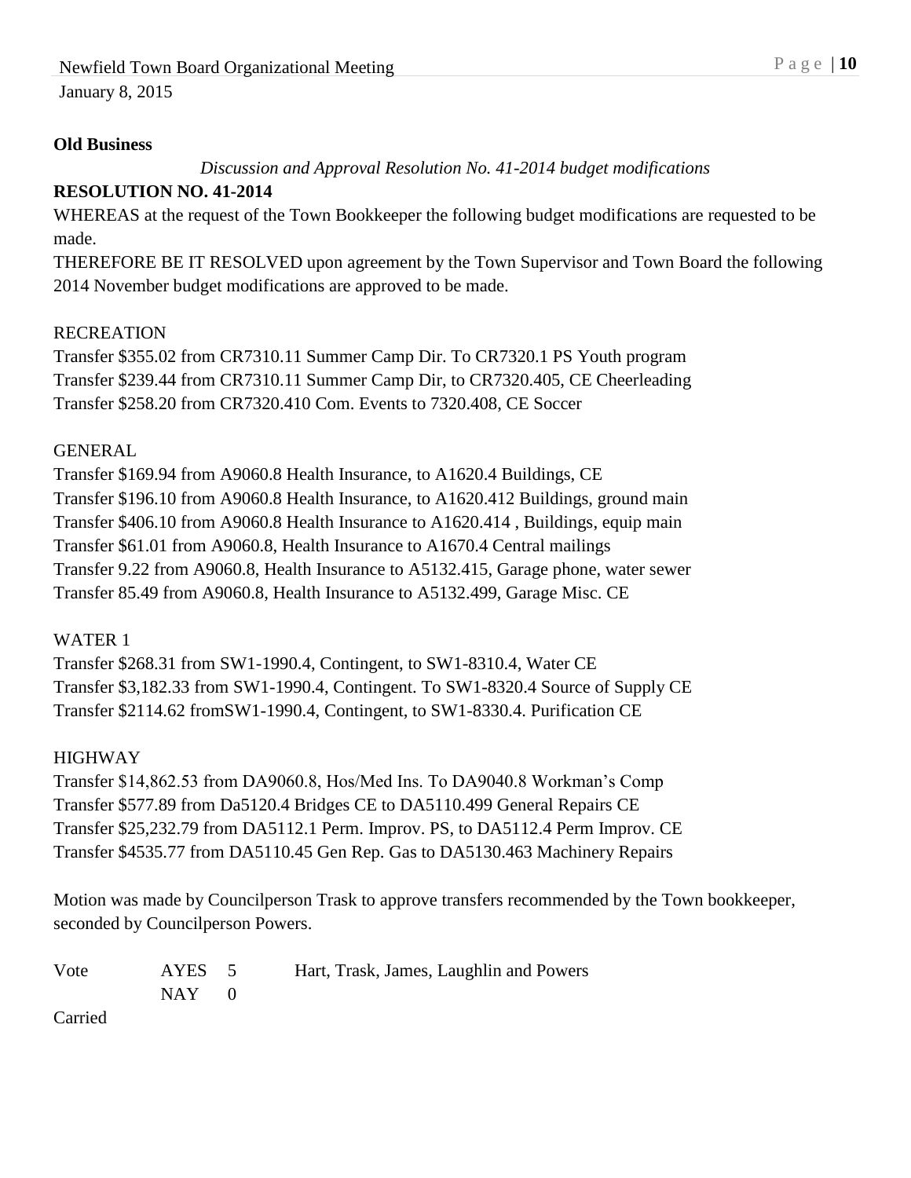**Old Business**

*Discussion and Approval Resolution No. 41-2014 budget modifications*

**RESOLUTION NO. 41-2014**

WHEREAS at the request of the Town Bookkeeper the following budget modifications are requested to be made.

THEREFORE BE IT RESOLVED upon agreement by the Town Supervisor and Town Board the following 2014 November budget modifications are approved to be made.

RECREATION

Transfer $355.02 from CR7310.11 Summer Camp Dir. To CR7320.1 PS Youth program
Transfer $239.44 from CR7310.11 Summer Camp Dir, to CR7320.405, CE Cheerleading
Transfer $258.20 from CR7320.410 Com. Events to 7320.408, CE Soccer

GENERAL

Transfer $169.94 from A9060.8 Health Insurance, to A1620.4 Buildings, CE
Transfer $196.10 from A9060.8 Health Insurance, to A1620.412 Buildings, ground main
Transfer $406.10 from A9060.8 Health Insurance to A1620.414 , Buildings, equip main
Transfer $61.01 from A9060.8, Health Insurance to A1670.4 Central mailings
Transfer 9.22 from A9060.8, Health Insurance to A5132.415, Garage phone, water sewer
Transfer 85.49 from A9060.8, Health Insurance to A5132.499, Garage Misc. CE

WATER 1

Transfer $268.31 from SW1-1990.4, Contingent, to SW1-8310.4, Water CE
Transfer $3,182.33 from SW1-1990.4, Contingent. To SW1-8320.4 Source of Supply CE
Transfer $2114.62 fromSW1-1990.4, Contingent, to SW1-8330.4. Purification CE

HIGHWAY

Transfer $14,862.53 from DA9060.8, Hos/Med Ins. To DA9040.8 Workman's Comp
Transfer $577.89 from Da5120.4 Bridges CE to DA5110.499 General Repairs CE
Transfer $25,232.79 from DA5112.1 Perm. Improv. PS, to DA5112.4 Perm Improv. CE
Transfer $4535.77 from DA5110.45 Gen Rep. Gas to DA5130.463 Machinery Repairs

Motion was made by Councilperson Trask to approve transfers recommended by the Town bookkeeper, seconded by Councilperson Powers.

| Vote | AYES | 5 | Hart, Trask, James, Laughlin and Powers |
|---|---|---|---|
| | NAY | 0 | |

Carried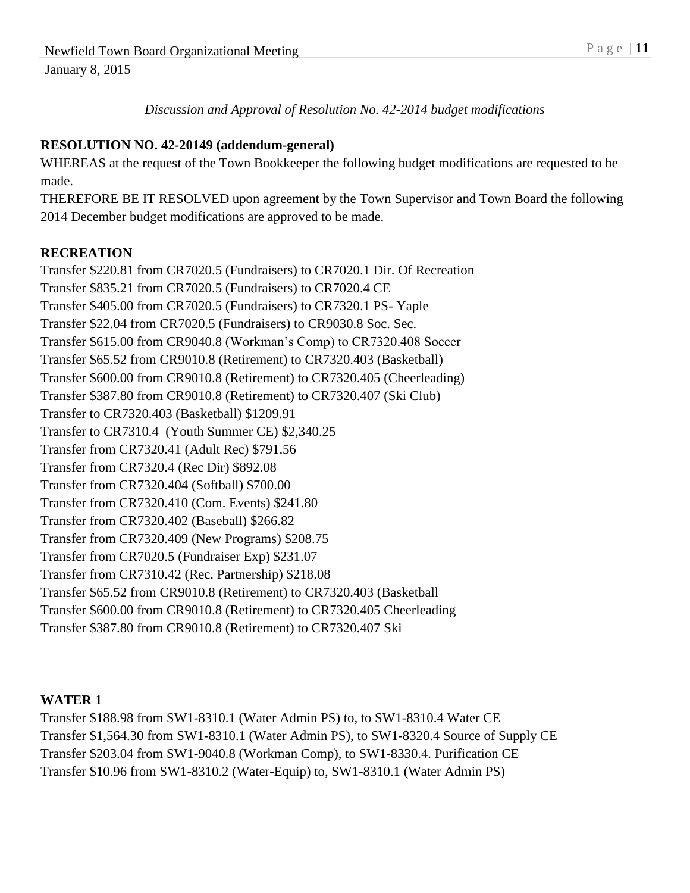*Discussion and Approval of Resolution No. 42-2014 budget modifications*

**RESOLUTION NO. 42-20149 (addendum-general)**

WHEREAS at the request of the Town Bookkeeper the following budget modifications are requested to be made.

THEREFORE BE IT RESOLVED upon agreement by the Town Supervisor and Town Board the following 2014 December budget modifications are approved to be made.

**RECREATION**

Transfer $220.81 from CR7020.5 (Fundraisers) to CR7020.1 Dir. Of Recreation
Transfer $835.21 from CR7020.5 (Fundraisers) to CR7020.4 CE
Transfer $405.00 from CR7020.5 (Fundraisers) to CR7320.1 PS- Yaple
Transfer $22.04 from CR7020.5 (Fundraisers) to CR9030.8 Soc. Sec.
Transfer $615.00 from CR9040.8 (Workman's Comp) to CR7320.408 Soccer
Transfer $65.52 from CR9010.8 (Retirement) to CR7320.403 (Basketball)
Transfer $600.00 from CR9010.8 (Retirement) to CR7320.405 (Cheerleading)
Transfer $387.80 from CR9010.8 (Retirement) to CR7320.407 (Ski Club)
Transfer to CR7320.403 (Basketball) $1209.91
Transfer to CR7310.4 (Youth Summer CE) $2,340.25
Transfer from CR7320.41 (Adult Rec) $791.56
Transfer from CR7320.4 (Rec Dir) $892.08
Transfer from CR7320.404 (Softball) $700.00
Transfer from CR7320.410 (Com. Events) $241.80
Transfer from CR7320.402 (Baseball) $266.82
Transfer from CR7320.409 (New Programs) $208.75
Transfer from CR7020.5 (Fundraiser Exp) $231.07
Transfer from CR7310.42 (Rec. Partnership) $218.08
Transfer $65.52 from CR9010.8 (Retirement) to CR7320.403 (Basketball
Transfer $600.00 from CR9010.8 (Retirement) to CR7320.405 Cheerleading
Transfer $387.80 from CR9010.8 (Retirement) to CR7320.407 Ski

**WATER 1**

Transfer $188.98 from SW1-8310.1 (Water Admin PS) to, to SW1-8310.4 Water CE
Transfer $1,564.30 from SW1-8310.1 (Water Admin PS), to SW1-8320.4 Source of Supply CE
Transfer $203.04 from SW1-9040.8 (Workman Comp), to SW1-8330.4. Purification CE
Transfer $10.96 from SW1-8310.2 (Water-Equip) to, SW1-8310.1 (Water Admin PS)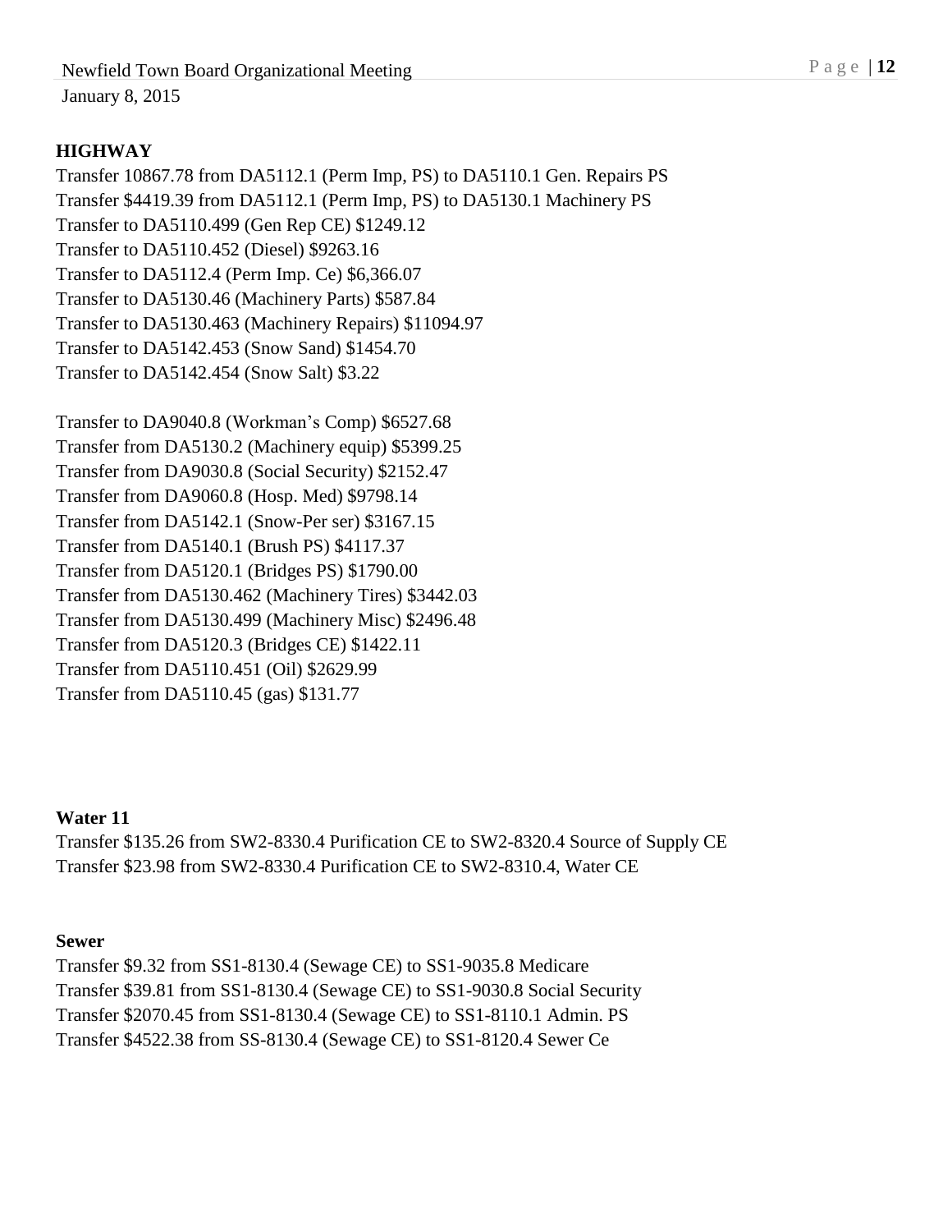**HIGHWAY**

Transfer 10867.78 from DA5112.1 (Perm Imp, PS) to DA5110.1 Gen. Repairs PS
Transfer $4419.39 from DA5112.1 (Perm Imp, PS) to DA5130.1 Machinery PS
Transfer to DA5110.499 (Gen Rep CE) $1249.12
Transfer to DA5110.452 (Diesel) $9263.16
Transfer to DA5112.4 (Perm Imp. Ce) $6,366.07
Transfer to DA5130.46 (Machinery Parts) $587.84
Transfer to DA5130.463 (Machinery Repairs) $11094.97
Transfer to DA5142.453 (Snow Sand) $1454.70
Transfer to DA5142.454 (Snow Salt) $3.22

Transfer to DA9040.8 (Workman's Comp) $6527.68
Transfer from DA5130.2 (Machinery equip) $5399.25
Transfer from DA9030.8 (Social Security) $2152.47
Transfer from DA9060.8 (Hosp. Med) $9798.14
Transfer from DA5142.1 (Snow-Per ser) $3167.15
Transfer from DA5140.1 (Brush PS) $4117.37
Transfer from DA5120.1 (Bridges PS) $1790.00
Transfer from DA5130.462 (Machinery Tires) $3442.03
Transfer from DA5130.499 (Machinery Misc) $2496.48
Transfer from DA5120.3 (Bridges CE) $1422.11
Transfer from DA5110.451 (Oil) $2629.99
Transfer from DA5110.45 (gas) $131.77

**Water 11**

Transfer $135.26 from SW2-8330.4 Purification CE to SW2-8320.4 Source of Supply CE
Transfer $23.98 from SW2-8330.4 Purification CE to SW2-8310.4, Water CE

**Sewer**

Transfer $9.32 from SS1-8130.4 (Sewage CE) to SS1-9035.8 Medicare
Transfer $39.81 from SS1-8130.4 (Sewage CE) to SS1-9030.8 Social Security
Transfer $2070.45 from SS1-8130.4 (Sewage CE) to SS1-8110.1 Admin. PS
Transfer $4522.38 from SS-8130.4 (Sewage CE) to SS1-8120.4 Sewer Ce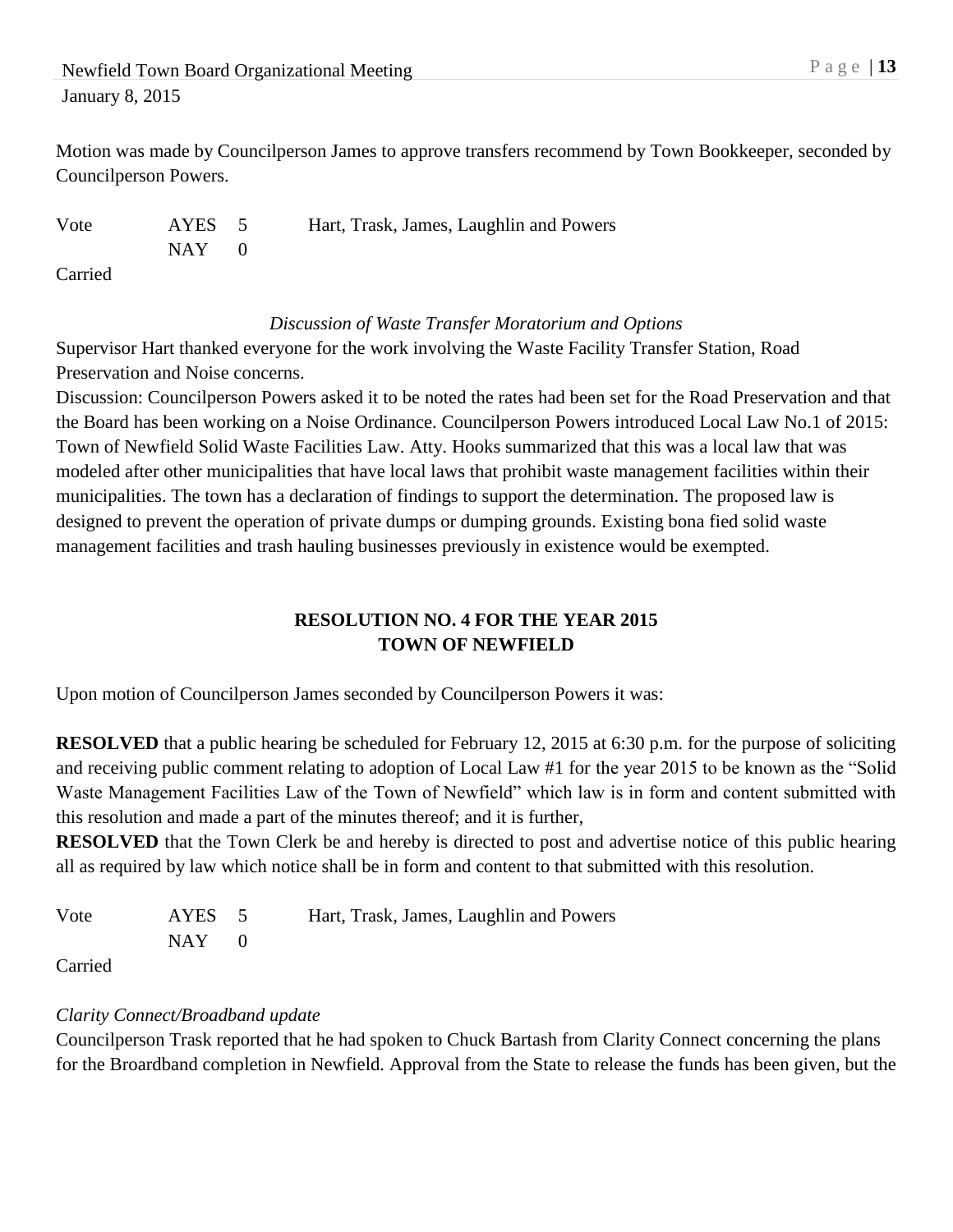Motion was made by Councilperson James to approve transfers recommend by Town Bookkeeper, seconded by Councilperson Powers.

| Vote | AYES | 5 | Hart, Trask, James, Laughlin and Powers |
|---|---|---|---|
| | NAY | 0 | |

Carried

*Discussion of Waste Transfer Moratorium and Options*

Supervisor Hart thanked everyone for the work involving the Waste Facility Transfer Station, Road Preservation and Noise concerns.

Discussion: Councilperson Powers asked it to be noted the rates had been set for the Road Preservation and that the Board has been working on a Noise Ordinance. Councilperson Powers introduced Local Law No.1 of 2015: Town of Newfield Solid Waste Facilities Law. Atty. Hooks summarized that this was a local law that was modeled after other municipalities that have local laws that prohibit waste management facilities within their municipalities. The town has a declaration of findings to support the determination. The proposed law is designed to prevent the operation of private dumps or dumping grounds. Existing bona fied solid waste management facilities and trash hauling businesses previously in existence would be exempted.

**RESOLUTION NO. 4 FOR THE YEAR 2015**
**TOWN OF NEWFIELD**

Upon motion of Councilperson James seconded by Councilperson Powers it was:

**RESOLVED** that a public hearing be scheduled for February 12, 2015 at 6:30 p.m. for the purpose of soliciting and receiving public comment relating to adoption of Local Law #1 for the year 2015 to be known as the "Solid Waste Management Facilities Law of the Town of Newfield" which law is in form and content submitted with this resolution and made a part of the minutes thereof; and it is further,

**RESOLVED** that the Town Clerk be and hereby is directed to post and advertise notice of this public hearing all as required by law which notice shall be in form and content to that submitted with this resolution.

| Vote | AYES | 5 | Hart, Trask, James, Laughlin and Powers |
|---|---|---|---|
| | NAY | 0 | |

Carried

*Clarity Connect/Broadband update*

Councilperson Trask reported that he had spoken to Chuck Bartash from Clarity Connect concerning the plans for the Broardband completion in Newfield. Approval from the State to release the funds has been given, but the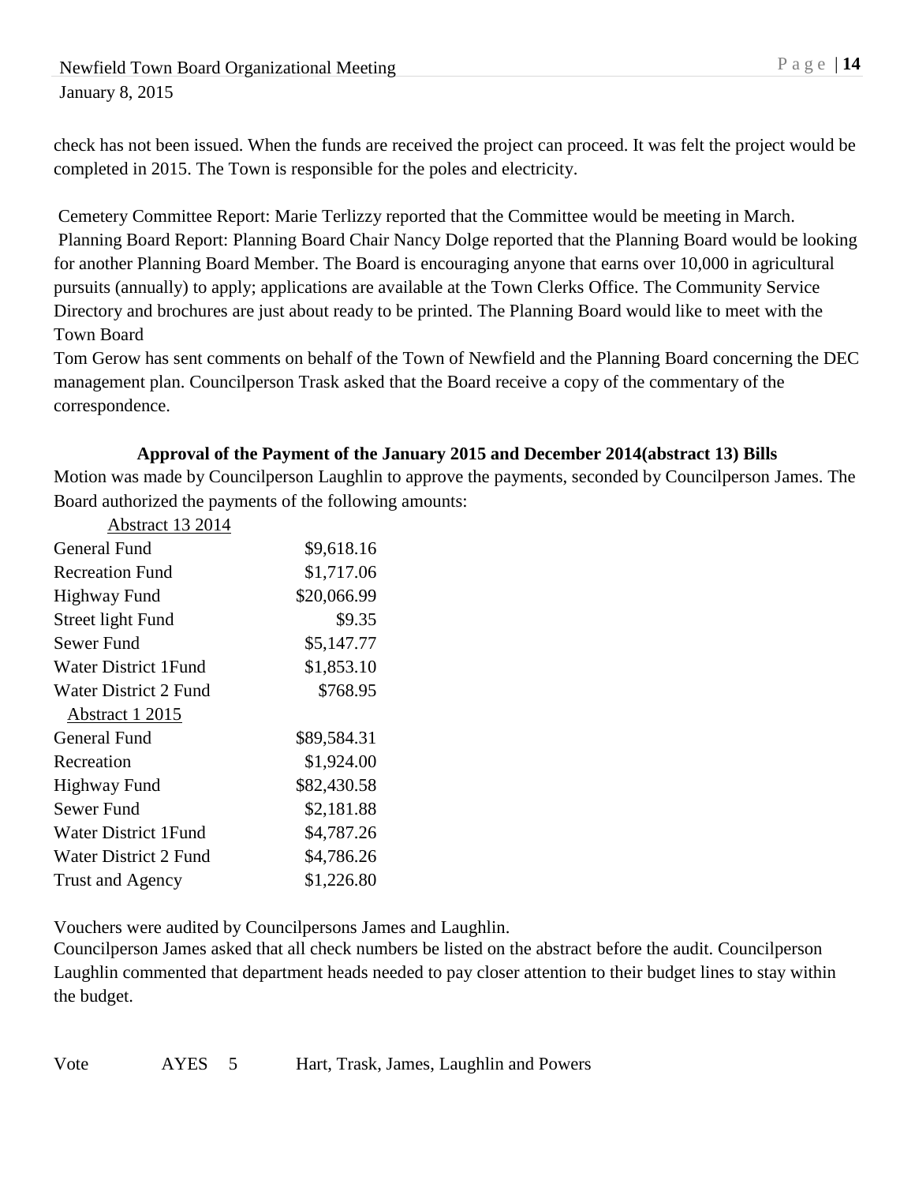check has not been issued. When the funds are received the project can proceed. It was felt the project would be completed in 2015. The Town is responsible for the poles and electricity.

Cemetery Committee Report: Marie Terlizzy reported that the Committee would be meeting in March.
Planning Board Report: Planning Board Chair Nancy Dolge reported that the Planning Board would be looking for another Planning Board Member. The Board is encouraging anyone that earns over 10,000 in agricultural pursuits (annually) to apply; applications are available at the Town Clerks Office. The Community Service Directory and brochures are just about ready to be printed. The Planning Board would like to meet with the Town Board
Tom Gerow has sent comments on behalf of the Town of Newfield and the Planning Board concerning the DEC management plan. Councilperson Trask asked that the Board receive a copy of the commentary of the correspondence.

**Approval of the Payment of the January 2015 and December 2014(abstract 13) Bills**

Motion was made by Councilperson Laughlin to approve the payments, seconded by Councilperson James. The Board authorized the payments of the following amounts:

| Abstract 13 2014 | |
|---|---|
| General Fund | $9,618.16 |
| Recreation Fund | $1,717.06 |
| Highway Fund | $20,066.99 |
| Street light Fund | $9.35 |
| Sewer Fund | $5,147.77 |
| Water District 1Fund | $1,853.10 |
| Water District 2 Fund | $768.95 |
| **Abstract 1 2015** | |
| General Fund | $89,584.31 |
| Recreation | $1,924.00 |
| Highway Fund | $82,430.58 |
| Sewer Fund | $2,181.88 |
| Water District 1Fund | $4,787.26 |
| Water District 2 Fund | $4,786.26 |
| Trust and Agency | $1,226.80 |

Vouchers were audited by Councilpersons James and Laughlin.
Councilperson James asked that all check numbers be listed on the abstract before the audit. Councilperson Laughlin commented that department heads needed to pay closer attention to their budget lines to stay within the budget.

Vote AYES 5 Hart, Trask, James, Laughlin and Powers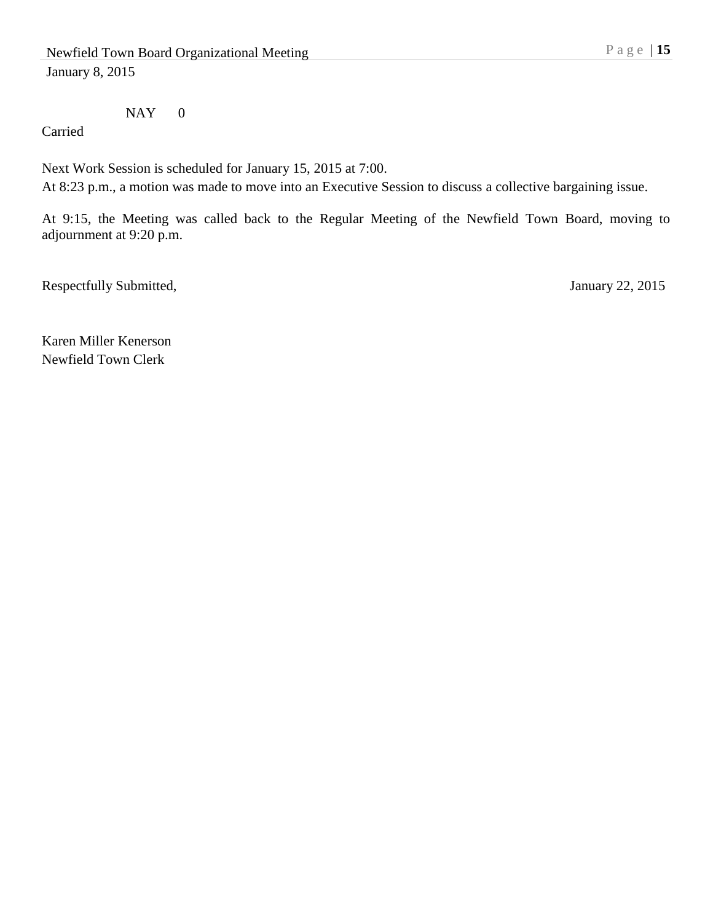NAY 0

Carried

Next Work Session is scheduled for January 15, 2015 at 7:00.
At 8:23 p.m., a motion was made to move into an Executive Session to discuss a collective bargaining issue.

At 9:15, the Meeting was called back to the Regular Meeting of the Newfield Town Board, moving to adjournment at 9:20 p.m.

Respectfully Submitted, January 22, 2015

Karen Miller Kenerson
Newfield Town Clerk